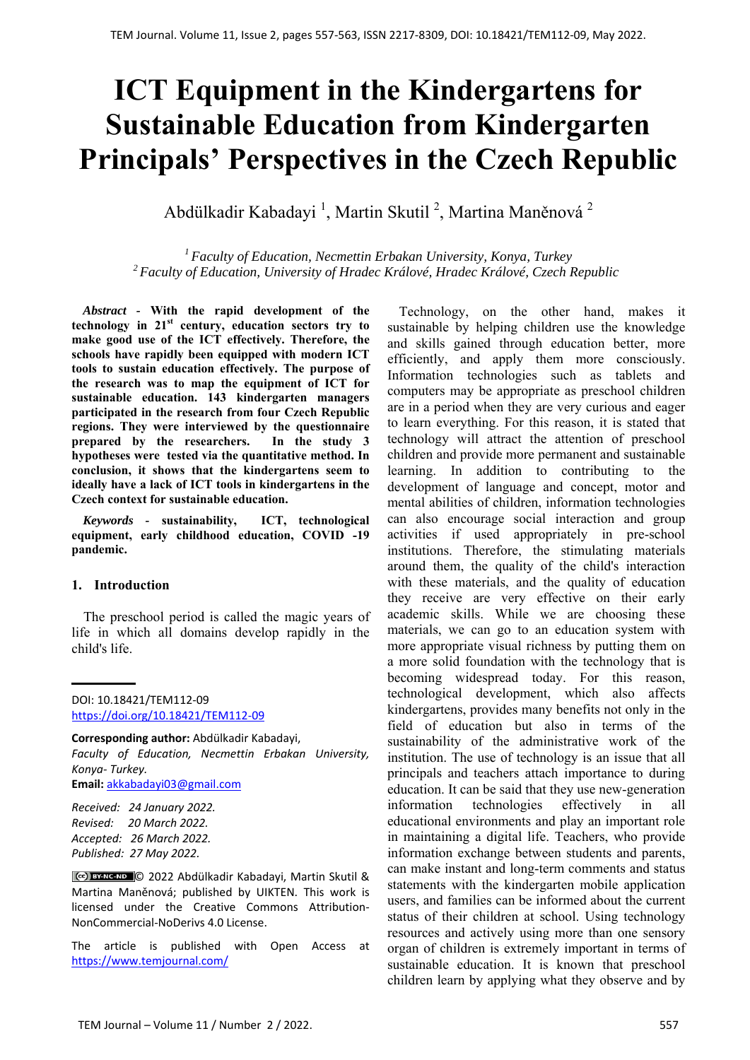# ICT Equipment in the Kindergartens for Sustainable Education from Kindergarten Principals' Perspectives in the Czech Republic

Abdülkadir Kabadayi [1], Martin Skutil [2], Martina Maněnová [2]

[1] *Faculty of Education, Necmettin Erbakan University, Konya, Turkey*
[2] *Faculty of Education, University of Hradec Králové, Hradec Králové, Czech Republic*

***Abstract* - With the rapid development of the technology in 21st century, education sectors try to make good use of the ICT effectively. Therefore, the schools have rapidly been equipped with modern ICT tools to sustain education effectively. The purpose of the research was to map the equipment of ICT for sustainable education. 143 kindergarten managers participated in the research from four Czech Republic regions. They were interviewed by the questionnaire prepared by the researchers. In the study 3 hypotheses were tested via the quantitative method. In conclusion, it shows that the kindergartens seem to ideally have a lack of ICT tools in kindergartens in the Czech context for sustainable education.**

***Keywords* - sustainability, ICT, technological equipment, early childhood education, COVID -19 pandemic.**

## 1. Introduction

The preschool period is called the magic years of life in which all domains develop rapidly in the child's life.

DOI: 10.18421/TEM112-09
https://doi.org/10.18421/TEM112-09

**Corresponding author:** Abdülkadir Kabadayi,
*Faculty of Education, Necmettin Erbakan University, Konya- Turkey.*
**Email:** akkabadayi03@gmail.com

*Received: 24 January 2022.*
*Revised: 20 March 2022.*
*Accepted: 26 March 2022.*
*Published: 27 May 2022.*

© 2022 Abdülkadir Kabadayi, Martin Skutil & Martina Maněnová; published by UIKTEN. This work is licensed under the Creative Commons Attribution-NonCommercial-NoDerivs 4.0 License.

The article is published with Open Access at https://www.temjournal.com/

Technology, on the other hand, makes it sustainable by helping children use the knowledge and skills gained through education better, more efficiently, and apply them more consciously. Information technologies such as tablets and computers may be appropriate as preschool children are in a period when they are very curious and eager to learn everything. For this reason, it is stated that technology will attract the attention of preschool children and provide more permanent and sustainable learning. In addition to contributing to the development of language and concept, motor and mental abilities of children, information technologies can also encourage social interaction and group activities if used appropriately in pre-school institutions. Therefore, the stimulating materials around them, the quality of the child's interaction with these materials, and the quality of education they receive are very effective on their early academic skills. While we are choosing these materials, we can go to an education system with more appropriate visual richness by putting them on a more solid foundation with the technology that is becoming widespread today. For this reason, technological development, which also affects kindergartens, provides many benefits not only in the field of education but also in terms of the sustainability of the administrative work of the institution. The use of technology is an issue that all principals and teachers attach importance to during education. It can be said that they use new-generation information technologies effectively in all educational environments and play an important role in maintaining a digital life. Teachers, who provide information exchange between students and parents, can make instant and long-term comments and status statements with the kindergarten mobile application users, and families can be informed about the current status of their children at school. Using technology resources and actively using more than one sensory organ of children is extremely important in terms of sustainable education. It is known that preschool children learn by applying what they observe and by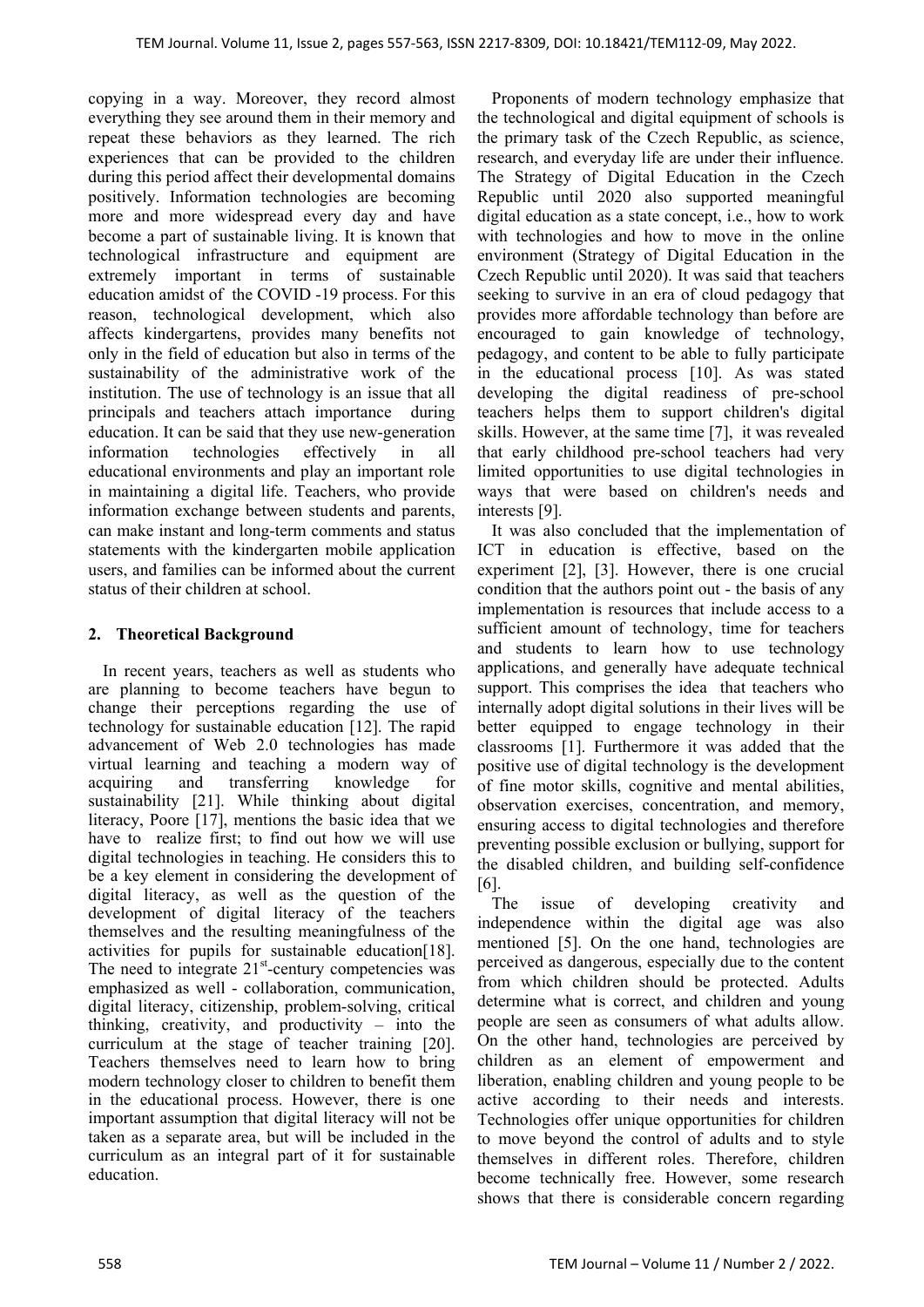copying in a way. Moreover, they record almost everything they see around them in their memory and repeat these behaviors as they learned. The rich experiences that can be provided to the children during this period affect their developmental domains positively. Information technologies are becoming more and more widespread every day and have become a part of sustainable living. It is known that technological infrastructure and equipment are extremely important in terms of sustainable education amidst of the COVID -19 process. For this reason, technological development, which also affects kindergartens, provides many benefits not only in the field of education but also in terms of the sustainability of the administrative work of the institution. The use of technology is an issue that all principals and teachers attach importance during education. It can be said that they use new-generation information technologies effectively in all educational environments and play an important role in maintaining a digital life. Teachers, who provide information exchange between students and parents, can make instant and long-term comments and status statements with the kindergarten mobile application users, and families can be informed about the current status of their children at school.

## 2. Theoretical Background

In recent years, teachers as well as students who are planning to become teachers have begun to change their perceptions regarding the use of technology for sustainable education [12]. The rapid advancement of Web 2.0 technologies has made virtual learning and teaching a modern way of acquiring and transferring knowledge for sustainability [21]. While thinking about digital literacy, Poore [17], mentions the basic idea that we have to realize first; to find out how we will use digital technologies in teaching. He considers this to be a key element in considering the development of digital literacy, as well as the question of the development of digital literacy of the teachers themselves and the resulting meaningfulness of the activities for pupils for sustainable education[18]. The need to integrate 21st-century competencies was emphasized as well - collaboration, communication, digital literacy, citizenship, problem-solving, critical thinking, creativity, and productivity – into the curriculum at the stage of teacher training [20]. Teachers themselves need to learn how to bring modern technology closer to children to benefit them in the educational process. However, there is one important assumption that digital literacy will not be taken as a separate area, but will be included in the curriculum as an integral part of it for sustainable education.

Proponents of modern technology emphasize that the technological and digital equipment of schools is the primary task of the Czech Republic, as science, research, and everyday life are under their influence. The Strategy of Digital Education in the Czech Republic until 2020 also supported meaningful digital education as a state concept, i.e., how to work with technologies and how to move in the online environment (Strategy of Digital Education in the Czech Republic until 2020). It was said that teachers seeking to survive in an era of cloud pedagogy that provides more affordable technology than before are encouraged to gain knowledge of technology, pedagogy, and content to be able to fully participate in the educational process [10]. As was stated developing the digital readiness of pre-school teachers helps them to support children's digital skills. However, at the same time [7], it was revealed that early childhood pre-school teachers had very limited opportunities to use digital technologies in ways that were based on children's needs and interests [9].

It was also concluded that the implementation of ICT in education is effective, based on the experiment [2], [3]. However, there is one crucial condition that the authors point out - the basis of any implementation is resources that include access to a sufficient amount of technology, time for teachers and students to learn how to use technology applications, and generally have adequate technical support. This comprises the idea that teachers who internally adopt digital solutions in their lives will be better equipped to engage technology in their classrooms [1]. Furthermore it was added that the positive use of digital technology is the development of fine motor skills, cognitive and mental abilities, observation exercises, concentration, and memory, ensuring access to digital technologies and therefore preventing possible exclusion or bullying, support for the disabled children, and building self-confidence [6].

The issue of developing creativity and independence within the digital age was also mentioned [5]. On the one hand, technologies are perceived as dangerous, especially due to the content from which children should be protected. Adults determine what is correct, and children and young people are seen as consumers of what adults allow. On the other hand, technologies are perceived by children as an element of empowerment and liberation, enabling children and young people to be active according to their needs and interests. Technologies offer unique opportunities for children to move beyond the control of adults and to style themselves in different roles. Therefore, children become technically free. However, some research shows that there is considerable concern regarding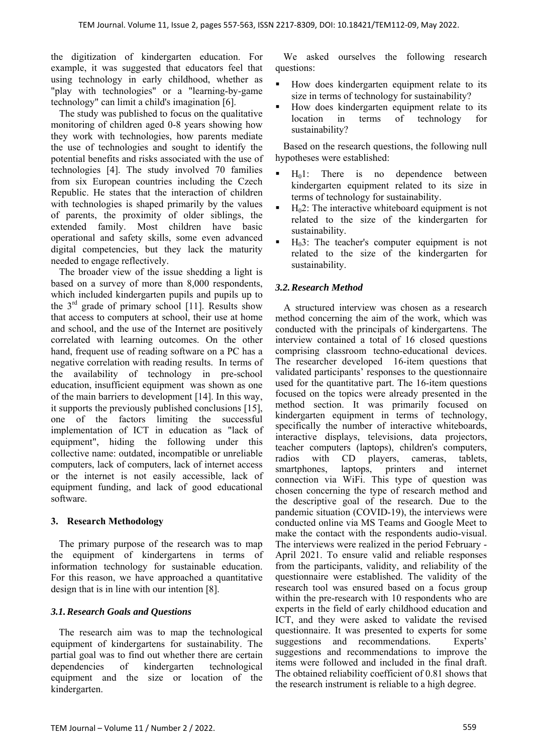the digitization of kindergarten education. For example, it was suggested that educators feel that using technology in early childhood, whether as "play with technologies" or a "learning-by-game technology" can limit a child's imagination [6].

The study was published to focus on the qualitative monitoring of children aged 0-8 years showing how they work with technologies, how parents mediate the use of technologies and sought to identify the potential benefits and risks associated with the use of technologies [4]. The study involved 70 families from six European countries including the Czech Republic. He states that the interaction of children with technologies is shaped primarily by the values of parents, the proximity of older siblings, the extended family. Most children have basic operational and safety skills, some even advanced digital competencies, but they lack the maturity needed to engage reflectively.

The broader view of the issue shedding a light is based on a survey of more than 8,000 respondents, which included kindergarten pupils and pupils up to the 3rd grade of primary school [11]. Results show that access to computers at school, their use at home and school, and the use of the Internet are positively correlated with learning outcomes. On the other hand, frequent use of reading software on a PC has a negative correlation with reading results. In terms of the availability of technology in pre-school education, insufficient equipment was shown as one of the main barriers to development [14]. In this way, it supports the previously published conclusions [15], one of the factors limiting the successful implementation of ICT in education as "lack of equipment", hiding the following under this collective name: outdated, incompatible or unreliable computers, lack of computers, lack of internet access or the internet is not easily accessible, lack of equipment funding, and lack of good educational software.

## 3. Research Methodology

The primary purpose of the research was to map the equipment of kindergartens in terms of information technology for sustainable education. For this reason, we have approached a quantitative design that is in line with our intention [8].

### *3.1. Research Goals and Questions*

The research aim was to map the technological equipment of kindergartens for sustainability. The partial goal was to find out whether there are certain dependencies of kindergarten technological equipment and the size or location of the kindergarten.

We asked ourselves the following research questions:

- How does kindergarten equipment relate to its size in terms of technology for sustainability?
- How does kindergarten equipment relate to its location in terms of technology for sustainability?

Based on the research questions, the following null hypotheses were established:

- $H_0 1$: There is no dependence between kindergarten equipment related to its size in terms of technology for sustainability.
- $H_0 2$: The interactive whiteboard equipment is not related to the size of the kindergarten for sustainability.
- $H_0 3$: The teacher's computer equipment is not related to the size of the kindergarten for sustainability.

### *3.2. Research Method*

A structured interview was chosen as a research method concerning the aim of the work, which was conducted with the principals of kindergartens. The interview contained a total of 16 closed questions comprising classroom techno-educational devices. The researcher developed 16-item questions that validated participants' responses to the questionnaire used for the quantitative part. The 16-item questions focused on the topics were already presented in the method section. It was primarily focused on kindergarten equipment in terms of technology, specifically the number of interactive whiteboards, interactive displays, televisions, data projectors, teacher computers (laptops), children's computers, radios with CD players, cameras, tablets, smartphones, laptops, printers and internet connection via WiFi. This type of question was chosen concerning the type of research method and the descriptive goal of the research. Due to the pandemic situation (COVID-19), the interviews were conducted online via MS Teams and Google Meet to make the contact with the respondents audio-visual. The interviews were realized in the period February - April 2021. To ensure valid and reliable responses from the participants, validity, and reliability of the questionnaire were established. The validity of the research tool was ensured based on a focus group within the pre-research with 10 respondents who are experts in the field of early childhood education and ICT, and they were asked to validate the revised questionnaire. It was presented to experts for some suggestions and recommendations. Experts' suggestions and recommendations to improve the items were followed and included in the final draft. The obtained reliability coefficient of 0.81 shows that the research instrument is reliable to a high degree.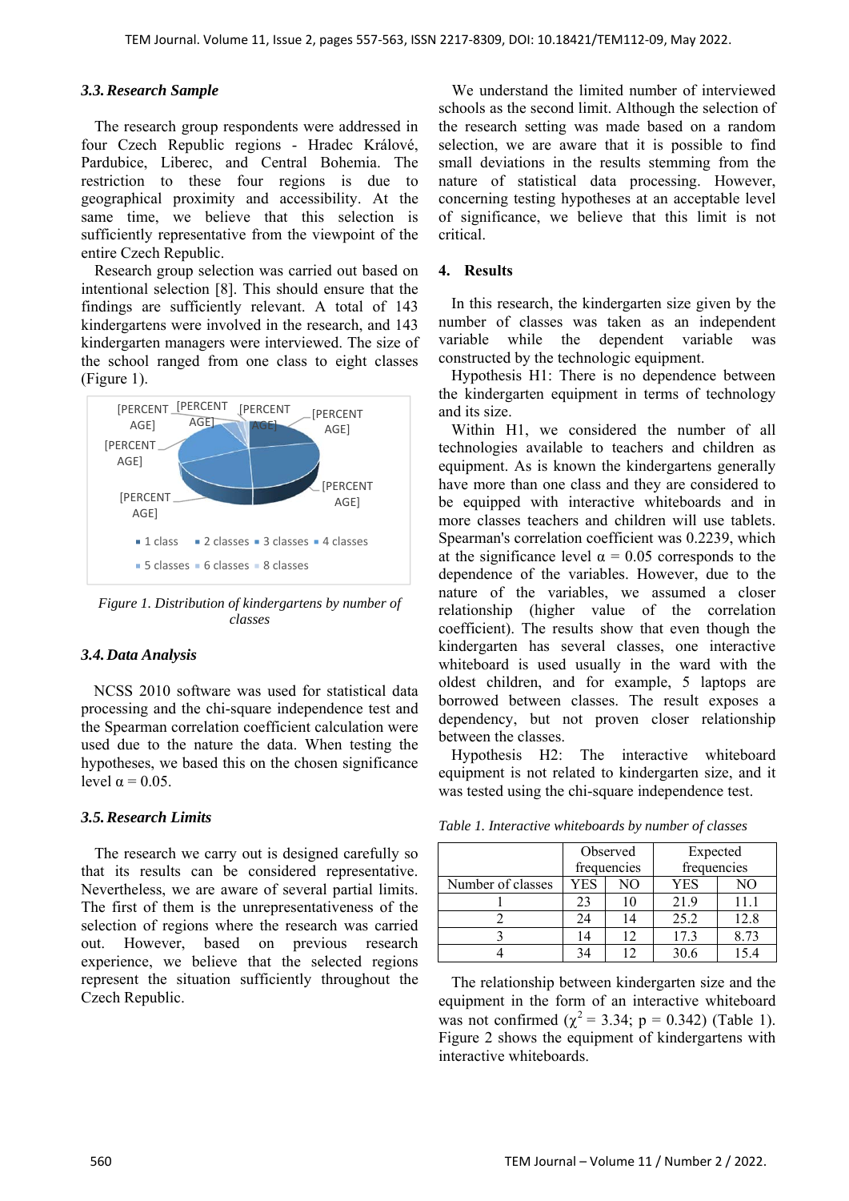### 3.3. Research Sample

The research group respondents were addressed in four Czech Republic regions - Hradec Králové, Pardubice, Liberec, and Central Bohemia. The restriction to these four regions is due to geographical proximity and accessibility. At the same time, we believe that this selection is sufficiently representative from the viewpoint of the entire Czech Republic.

Research group selection was carried out based on intentional selection [8]. This should ensure that the findings are sufficiently relevant. A total of 143 kindergartens were involved in the research, and 143 kindergarten managers were interviewed. The size of the school ranged from one class to eight classes (Figure 1).

*Figure 1. Distribution of kindergartens by number of classes*

### 3.4. Data Analysis

NCSS 2010 software was used for statistical data processing and the chi-square independence test and the Spearman correlation coefficient calculation were used due to the nature the data. When testing the hypotheses, we based this on the chosen significance level $\alpha = 0.05$.

### 3.5. Research Limits

The research we carry out is designed carefully so that its results can be considered representative. Nevertheless, we are aware of several partial limits. The first of them is the unrepresentativeness of the selection of regions where the research was carried out. However, based on previous research experience, we believe that the selected regions represent the situation sufficiently throughout the Czech Republic.

We understand the limited number of interviewed schools as the second limit. Although the selection of the research setting was made based on a random selection, we are aware that it is possible to find small deviations in the results stemming from the nature of statistical data processing. However, concerning testing hypotheses at an acceptable level of significance, we believe that this limit is not critical.

## 4. Results

In this research, the kindergarten size given by the number of classes was taken as an independent variable while the dependent variable was constructed by the technologic equipment.

Hypothesis H1: There is no dependence between the kindergarten equipment in terms of technology and its size.

Within H1, we considered the number of all technologies available to teachers and children as equipment. As is known the kindergartens generally have more than one class and they are considered to be equipped with interactive whiteboards and in more classes teachers and children will use tablets. Spearman's correlation coefficient was 0.2239, which at the significance level $\alpha = 0.05$ corresponds to the dependence of the variables. However, due to the nature of the variables, we assumed a closer relationship (higher value of the correlation coefficient). The results show that even though the kindergarten has several classes, one interactive whiteboard is used usually in the ward with the oldest children, and for example, 5 laptops are borrowed between classes. The result exposes a dependency, but not proven closer relationship between the classes.

Hypothesis H2: The interactive whiteboard equipment is not related to kindergarten size, and it was tested using the chi-square independence test.

*Table 1. Interactive whiteboards by number of classes*

| | Observed frequencies | | Expected frequencies | |
|---|---|---|---|---|
| Number of classes | YES | NO | YES | NO |
| 1 | 23 | 10 | 21.9 | 11.1 |
| 2 | 24 | 14 | 25.2 | 12.8 |
| 3 | 14 | 12 | 17.3 | 8.73 |
| 4 | 34 | 12 | 30.6 | 15.4 |

The relationship between kindergarten size and the equipment in the form of an interactive whiteboard was not confirmed ($\chi^2 = 3.34$; $p = 0.342$) (Table 1). Figure 2 shows the equipment of kindergartens with interactive whiteboards.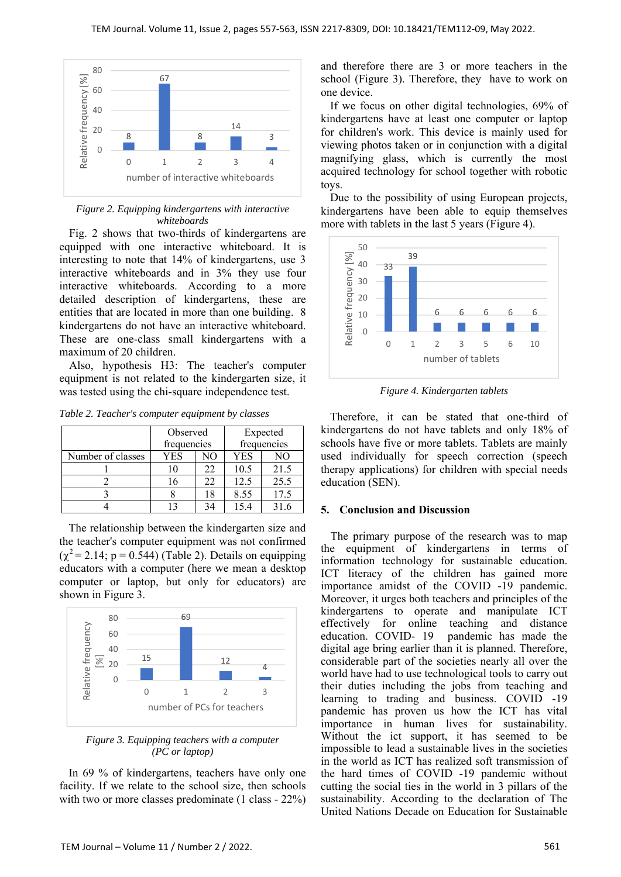Figure 2. Equipping kindergartens with interactive whiteboards

Fig. 2 shows that two-thirds of kindergartens are equipped with one interactive whiteboard. It is interesting to note that 14% of kindergartens, use 3 interactive whiteboards and in 3% they use four interactive whiteboards. According to a more detailed description of kindergartens, these are entities that are located in more than one building. 8 kindergartens do not have an interactive whiteboard. These are one-class small kindergartens with a maximum of 20 children.

Also, hypothesis H3: The teacher's computer equipment is not related to the kindergarten size, it was tested using the chi-square independence test.

*Table 2. Teacher's computer equipment by classes*

| | Observed frequencies | | Expected frequencies | |
|---|---|---|---|---|
| Number of classes | YES | NO | YES | NO |
| 1 | 10 | 22 | 10.5 | 21.5 |
| 2 | 16 | 22 | 12.5 | 25.5 |
| 3 | 8 | 18 | 8.55 | 17.5 |
| 4 | 13 | 34 | 15.4 | 31.6 |

The relationship between the kindergarten size and the teacher's computer equipment was not confirmed ($\chi^2 = 2.14$; $p = 0.544$) (Table 2). Details on equipping educators with a computer (here we mean a desktop computer or laptop, but only for educators) are shown in Figure 3.

Figure 3. Equipping teachers with a computer (PC or laptop)

In 69 % of kindergartens, teachers have only one facility. If we relate to the school size, then schools with two or more classes predominate (1 class - 22%) and therefore there are 3 or more teachers in the school (Figure 3). Therefore, they have to work on one device.

If we focus on other digital technologies, 69% of kindergartens have at least one computer or laptop for children's work. This device is mainly used for viewing photos taken or in conjunction with a digital magnifying glass, which is currently the most acquired technology for school together with robotic toys.

Due to the possibility of using European projects, kindergartens have been able to equip themselves more with tablets in the last 5 years (Figure 4).

Figure 4. Kindergarten tablets

Therefore, it can be stated that one-third of kindergartens do not have tablets and only 18% of schools have five or more tablets. Tablets are mainly used individually for speech correction (speech therapy applications) for children with special needs education (SEN).

## 5. Conclusion and Discussion

The primary purpose of the research was to map the equipment of kindergartens in terms of information technology for sustainable education. ICT literacy of the children has gained more importance amidst of the COVID -19 pandemic. Moreover, it urges both teachers and principles of the kindergartens to operate and manipulate ICT effectively for online teaching and distance education. COVID- 19 pandemic has made the digital age bring earlier than it is planned. Therefore, considerable part of the societies nearly all over the world have had to use technological tools to carry out their duties including the jobs from teaching and learning to trading and business. COVID -19 pandemic has proven us how the ICT has vital importance in human lives for sustainability. Without the ict support, it has seemed to be impossible to lead a sustainable lives in the societies in the world as ICT has realized soft transmission of the hard times of COVID -19 pandemic without cutting the social ties in the world in 3 pillars of the sustainability. According to the declaration of The United Nations Decade on Education for Sustainable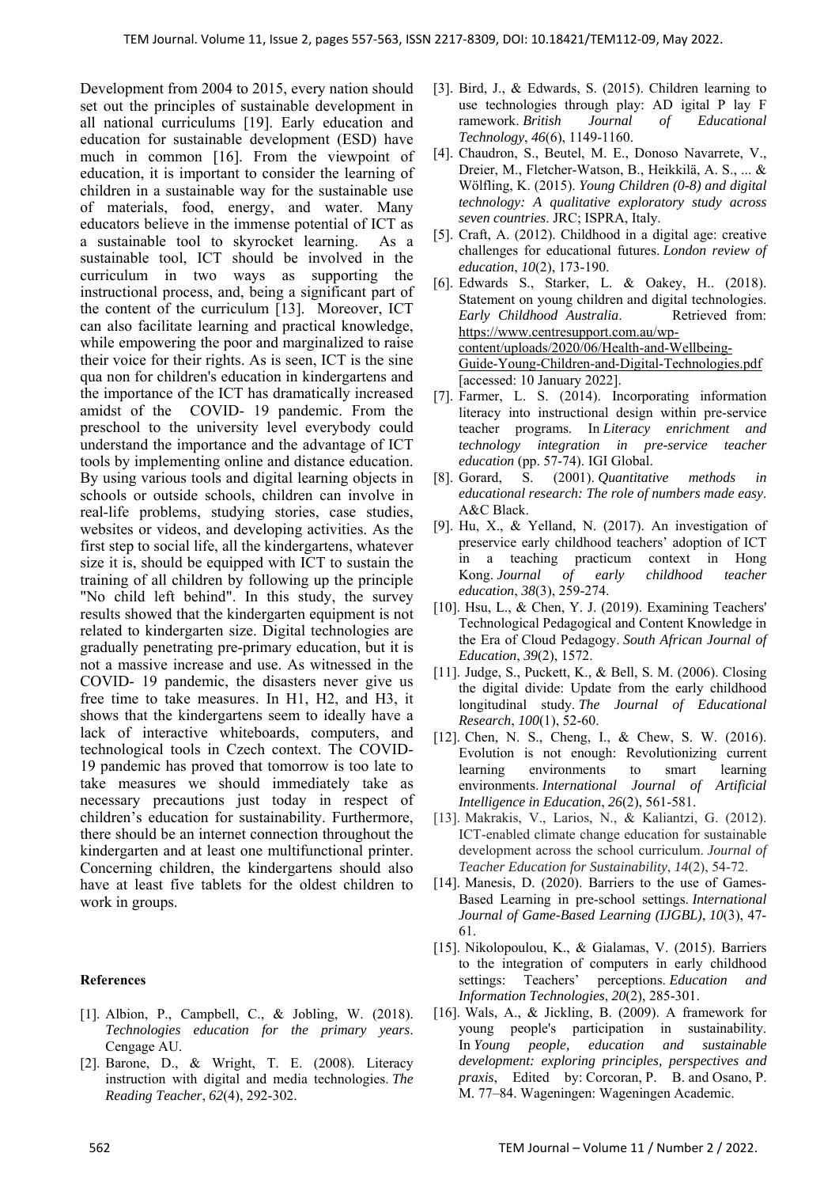Development from 2004 to 2015, every nation should set out the principles of sustainable development in all national curriculums [19]. Early education and education for sustainable development (ESD) have much in common [16]. From the viewpoint of education, it is important to consider the learning of children in a sustainable way for the sustainable use of materials, food, energy, and water. Many educators believe in the immense potential of ICT as a sustainable tool to skyrocket learning. As a sustainable tool, ICT should be involved in the curriculum in two ways as supporting the instructional process, and, being a significant part of the content of the curriculum [13]. Moreover, ICT can also facilitate learning and practical knowledge, while empowering the poor and marginalized to raise their voice for their rights. As is seen, ICT is the sine qua non for children's education in kindergartens and the importance of the ICT has dramatically increased amidst of the COVID- 19 pandemic. From the preschool to the university level everybody could understand the importance and the advantage of ICT tools by implementing online and distance education. By using various tools and digital learning objects in schools or outside schools, children can involve in real-life problems, studying stories, case studies, websites or videos, and developing activities. As the first step to social life, all the kindergartens, whatever size it is, should be equipped with ICT to sustain the training of all children by following up the principle "No child left behind". In this study, the survey results showed that the kindergarten equipment is not related to kindergarten size. Digital technologies are gradually penetrating pre-primary education, but it is not a massive increase and use. As witnessed in the COVID- 19 pandemic, the disasters never give us free time to take measures. In H1, H2, and H3, it shows that the kindergartens seem to ideally have a lack of interactive whiteboards, computers, and technological tools in Czech context. The COVID-19 pandemic has proved that tomorrow is too late to take measures we should immediately take as necessary precautions just today in respect of children's education for sustainability. Furthermore, there should be an internet connection throughout the kindergarten and at least one multifunctional printer. Concerning children, the kindergartens should also have at least five tablets for the oldest children to work in groups.

**References**

[1]. Albion, P., Campbell, C., & Jobling, W. (2018). *Technologies education for the primary years*. Cengage AU.

[2]. Barone, D., & Wright, T. E. (2008). Literacy instruction with digital and media technologies. *The Reading Teacher*, *62*(4), 292-302.

[3]. Bird, J., & Edwards, S. (2015). Children learning to use technologies through play: AD igital P lay F ramework. *British Journal of Educational Technology*, *46*(6), 1149-1160.

[4]. Chaudron, S., Beutel, M. E., Donoso Navarrete, V., Dreier, M., Fletcher-Watson, B., Heikkilä, A. S., ... & Wölfling, K. (2015). *Young Children (0-8) and digital technology: A qualitative exploratory study across seven countries*. JRC; ISPRA, Italy.

[5]. Craft, A. (2012). Childhood in a digital age: creative challenges for educational futures. *London review of education*, *10*(2), 173-190.

[6]. Edwards S., Starker, L. & Oakey, H.. (2018). Statement on young children and digital technologies. *Early Childhood Australia*. Retrieved from: https://www.centresupport.com.au/wp-content/uploads/2020/06/Health-and-Wellbeing-Guide-Young-Children-and-Digital-Technologies.pdf [accessed: 10 January 2022].

[7]. Farmer, L. S. (2014). Incorporating information literacy into instructional design within pre-service teacher programs. In *Literacy enrichment and technology integration in pre-service teacher education* (pp. 57-74). IGI Global.

[8]. Gorard, S. (2001). *Quantitative methods in educational research: The role of numbers made easy*. A&C Black.

[9]. Hu, X., & Yelland, N. (2017). An investigation of preservice early childhood teachers' adoption of ICT in a teaching practicum context in Hong Kong. *Journal of early childhood teacher education*, *38*(3), 259-274.

[10]. Hsu, L., & Chen, Y. J. (2019). Examining Teachers' Technological Pedagogical and Content Knowledge in the Era of Cloud Pedagogy. *South African Journal of Education*, *39*(2), 1572.

[11]. Judge, S., Puckett, K., & Bell, S. M. (2006). Closing the digital divide: Update from the early childhood longitudinal study. *The Journal of Educational Research*, *100*(1), 52-60.

[12]. Chen, N. S., Cheng, I., & Chew, S. W. (2016). Evolution is not enough: Revolutionizing current learning environments to smart learning environments. *International Journal of Artificial Intelligence in Education*, *26*(2), 561-581.

[13]. Makrakis, V., Larios, N., & Kaliantzi, G. (2012). ICT-enabled climate change education for sustainable development across the school curriculum. *Journal of Teacher Education for Sustainability*, *14*(2), 54-72.

[14]. Manesis, D. (2020). Barriers to the use of Games-Based Learning in pre-school settings. *International Journal of Game-Based Learning (IJGBL)*, *10*(3), 47-61.

[15]. Nikolopoulou, K., & Gialamas, V. (2015). Barriers to the integration of computers in early childhood settings: Teachers' perceptions. *Education and Information Technologies*, *20*(2), 285-301.

[16]. Wals, A., & Jickling, B. (2009). A framework for young people's participation in sustainability. In *Young people, education and sustainable development: exploring principles, perspectives and praxis*, Edited by: Corcoran, P. B. and Osano, P. M. 77–84. Wageningen: Wageningen Academic.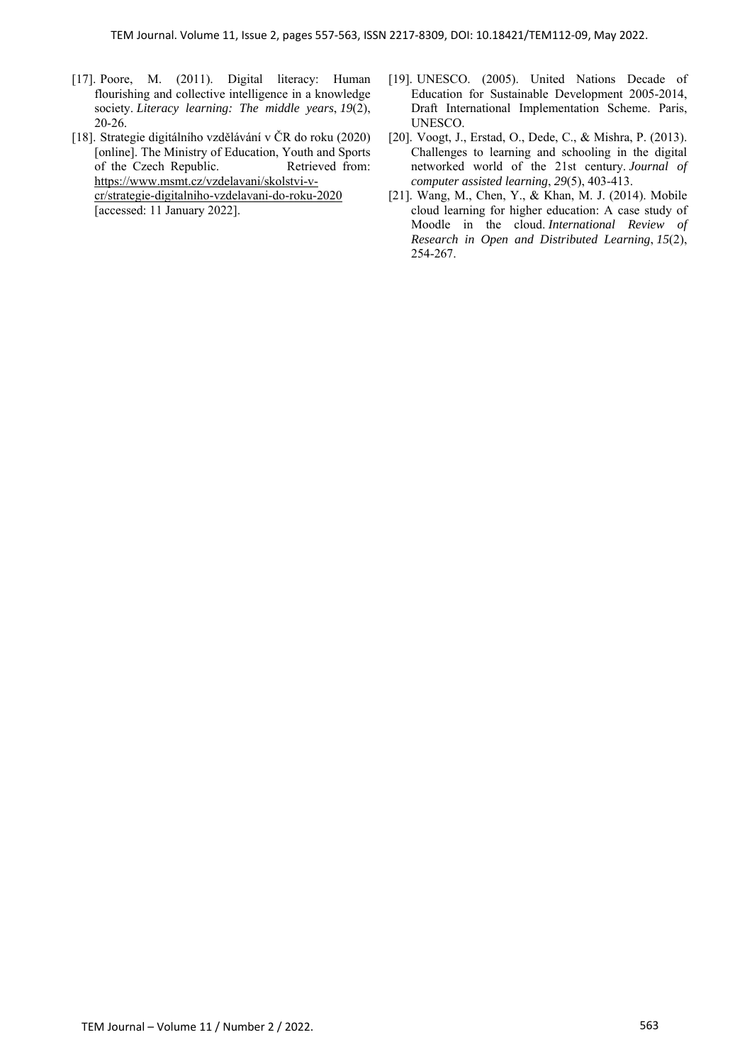[17]. Poore, M. (2011). Digital literacy: Human flourishing and collective intelligence in a knowledge society. *Literacy learning: The middle years*, *19*(2), 20-26.

[18]. Strategie digitálního vzdělávání v ČR do roku (2020) [online]. The Ministry of Education, Youth and Sports of the Czech Republic. Retrieved from: https://www.msmt.cz/vzdelavani/skolstvi-v-cr/strategie-digitalniho-vzdelavani-do-roku-2020 [accessed: 11 January 2022].

[19]. UNESCO. (2005). United Nations Decade of Education for Sustainable Development 2005-2014, Draft International Implementation Scheme. Paris, UNESCO.

[20]. Voogt, J., Erstad, O., Dede, C., & Mishra, P. (2013). Challenges to learning and schooling in the digital networked world of the 21st century. *Journal of computer assisted learning*, *29*(5), 403-413.

[21]. Wang, M., Chen, Y., & Khan, M. J. (2014). Mobile cloud learning for higher education: A case study of Moodle in the cloud. *International Review of Research in Open and Distributed Learning*, *15*(2), 254-267.